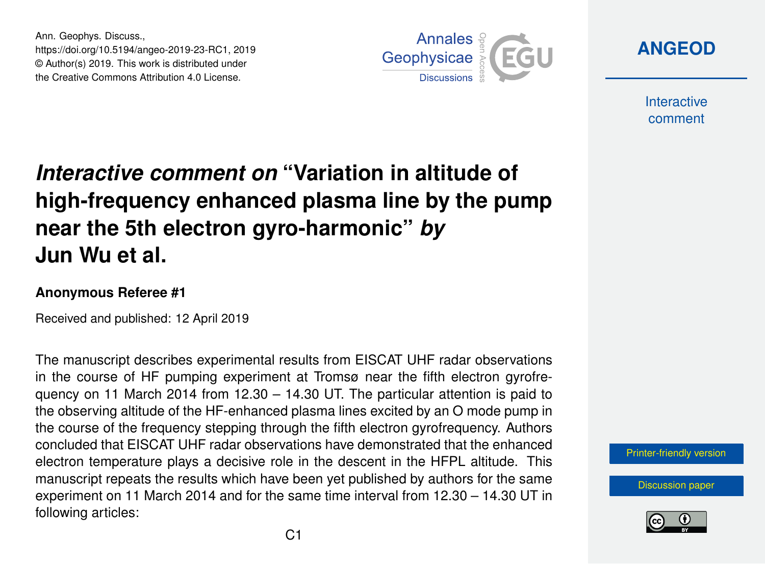Ann. Geophys. Discuss.,
https://doi.org/10.5194/angeo-2019-23-RC1, 2019
© Author(s) 2019. This work is distributed under
the Creative Commons Attribution 4.0 License.

# *Interactive comment on* "Variation in altitude of high-frequency enhanced plasma line by the pump near the 5th electron gyro-harmonic" *by* Jun Wu et al.

### Anonymous Referee #1

Received and published: 12 April 2019

The manuscript describes experimental results from EISCAT UHF radar observations in the course of HF pumping experiment at Tromsø near the fifth electron gyrofrequency on 11 March 2014 from 12.30 – 14.30 UT. The particular attention is paid to the observing altitude of the HF-enhanced plasma lines excited by an O mode pump in the course of the frequency stepping through the fifth electron gyrofrequency. Authors concluded that EISCAT UHF radar observations have demonstrated that the enhanced electron temperature plays a decisive role in the descent in the HFPL altitude. This manuscript repeats the results which have been yet published by authors for the same experiment on 11 March 2014 and for the same time interval from 12.30 – 14.30 UT in following articles: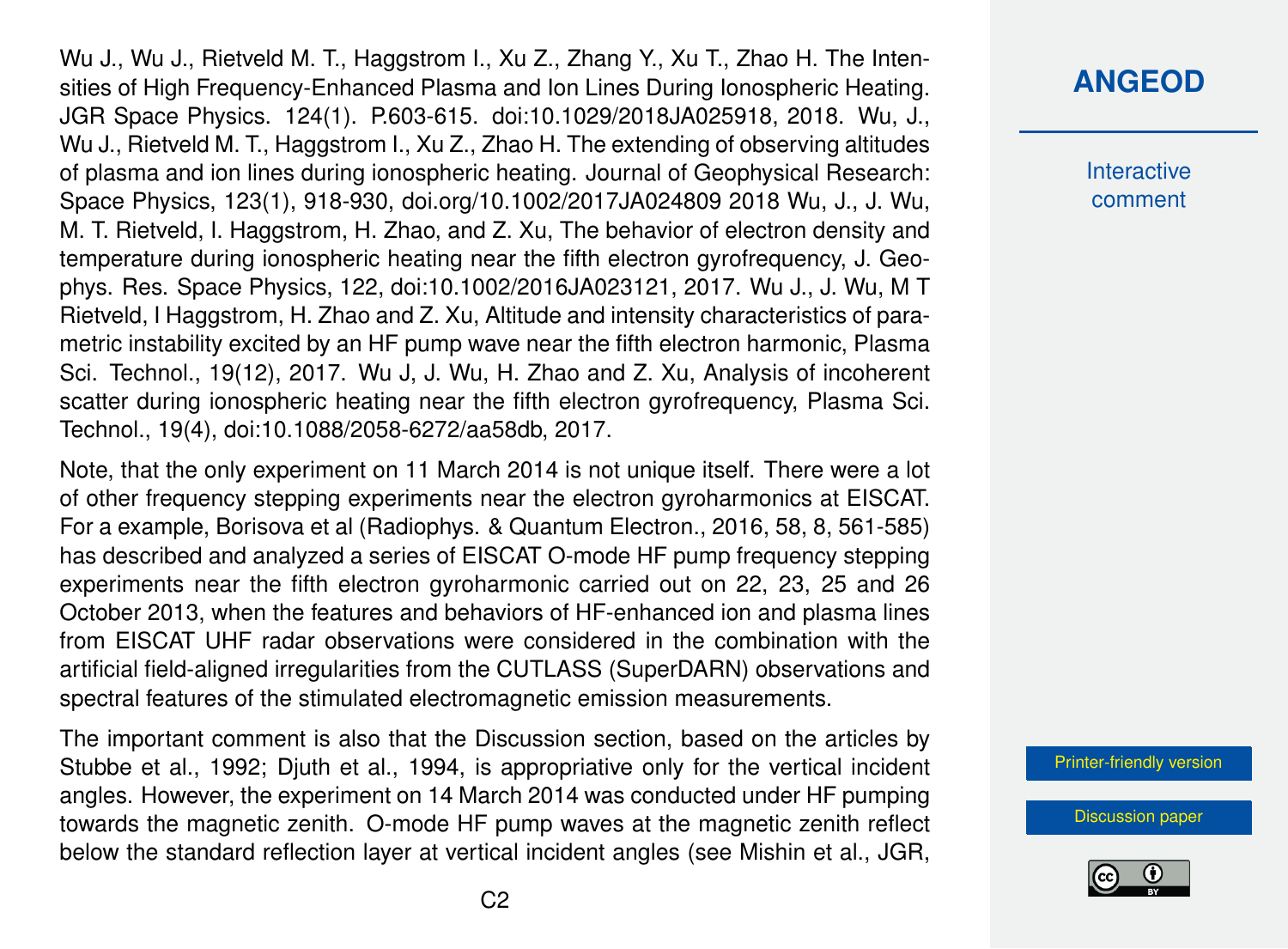Wu J., Wu J., Rietveld M. T., Haggstrom I., Xu Z., Zhang Y., Xu T., Zhao H. The Intensities of High Frequency-Enhanced Plasma and Ion Lines During Ionospheric Heating. JGR Space Physics. 124(1). P.603-615. doi:10.1029/2018JA025918, 2018. Wu, J., Wu J., Rietveld M. T., Haggstrom I., Xu Z., Zhao H. The extending of observing altitudes of plasma and ion lines during ionospheric heating. Journal of Geophysical Research: Space Physics, 123(1), 918-930, doi.org/10.1002/2017JA024809 2018 Wu, J., J. Wu, M. T. Rietveld, I. Haggstrom, H. Zhao, and Z. Xu, The behavior of electron density and temperature during ionospheric heating near the fifth electron gyrofrequency, J. Geophys. Res. Space Physics, 122, doi:10.1002/2016JA023121, 2017. Wu J., J. Wu, M T Rietveld, I Haggstrom, H. Zhao and Z. Xu, Altitude and intensity characteristics of parametric instability excited by an HF pump wave near the fifth electron harmonic, Plasma Sci. Technol., 19(12), 2017. Wu J, J. Wu, H. Zhao and Z. Xu, Analysis of incoherent scatter during ionospheric heating near the fifth electron gyrofrequency, Plasma Sci. Technol., 19(4), doi:10.1088/2058-6272/aa58db, 2017.

Note, that the only experiment on 11 March 2014 is not unique itself. There were a lot of other frequency stepping experiments near the electron gyroharmonics at EISCAT. For a example, Borisova et al (Radiophys. & Quantum Electron., 2016, 58, 8, 561-585) has described and analyzed a series of EISCAT O-mode HF pump frequency stepping experiments near the fifth electron gyroharmonic carried out on 22, 23, 25 and 26 October 2013, when the features and behaviors of HF-enhanced ion and plasma lines from EISCAT UHF radar observations were considered in the combination with the artificial field-aligned irregularities from the CUTLASS (SuperDARN) observations and spectral features of the stimulated electromagnetic emission measurements.

The important comment is also that the Discussion section, based on the articles by Stubbe et al., 1992; Djuth et al., 1994, is appropriative only for the vertical incident angles. However, the experiment on 14 March 2014 was conducted under HF pumping towards the magnetic zenith. O-mode HF pump waves at the magnetic zenith reflect below the standard reflection layer at vertical incident angles (see Mishin et al., JGR,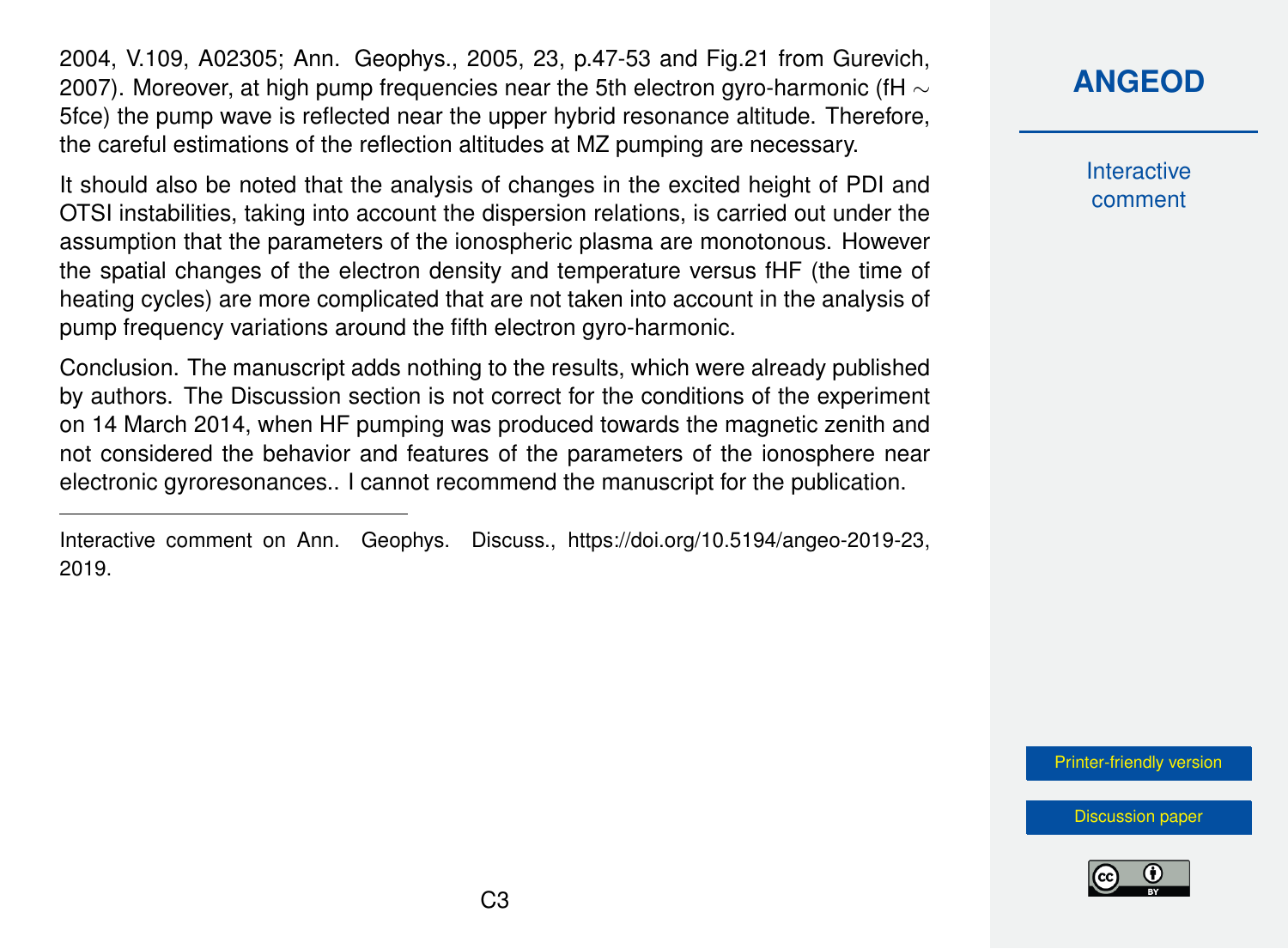2004, V.109, A02305; Ann. Geophys., 2005, 23, p.47-53 and Fig.21 from Gurevich, 2007). Moreover, at high pump frequencies near the 5th electron gyro-harmonic (fH $\sim$ 5fce) the pump wave is reflected near the upper hybrid resonance altitude. Therefore, the careful estimations of the reflection altitudes at MZ pumping are necessary.

It should also be noted that the analysis of changes in the excited height of PDI and OTSI instabilities, taking into account the dispersion relations, is carried out under the assumption that the parameters of the ionospheric plasma are monotonous. However the spatial changes of the electron density and temperature versus fHF (the time of heating cycles) are more complicated that are not taken into account in the analysis of pump frequency variations around the fifth electron gyro-harmonic.

Conclusion. The manuscript adds nothing to the results, which were already published by authors. The Discussion section is not correct for the conditions of the experiment on 14 March 2014, when HF pumping was produced towards the magnetic zenith and not considered the behavior and features of the parameters of the ionosphere near electronic gyroresonances.. I cannot recommend the manuscript for the publication.

---

Interactive comment on Ann. Geophys. Discuss., https://doi.org/10.5194/angeo-2019-23, 2019.